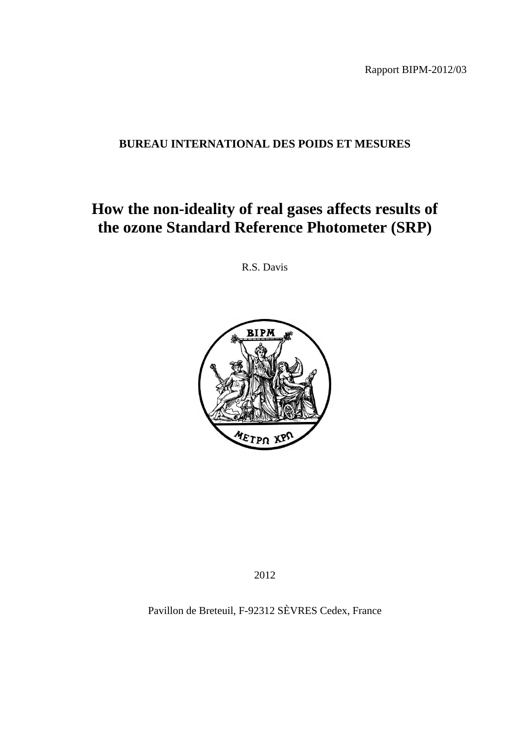Rapport BIPM-2012/03

**BUREAU INTERNATIONAL DES POIDS ET MESURES**

# How the non-ideality of real gases affects results of the ozone Standard Reference Photometer (SRP)

R.S. Davis

2012

Pavillon de Breteuil, F-92312 SÈVRES Cedex, France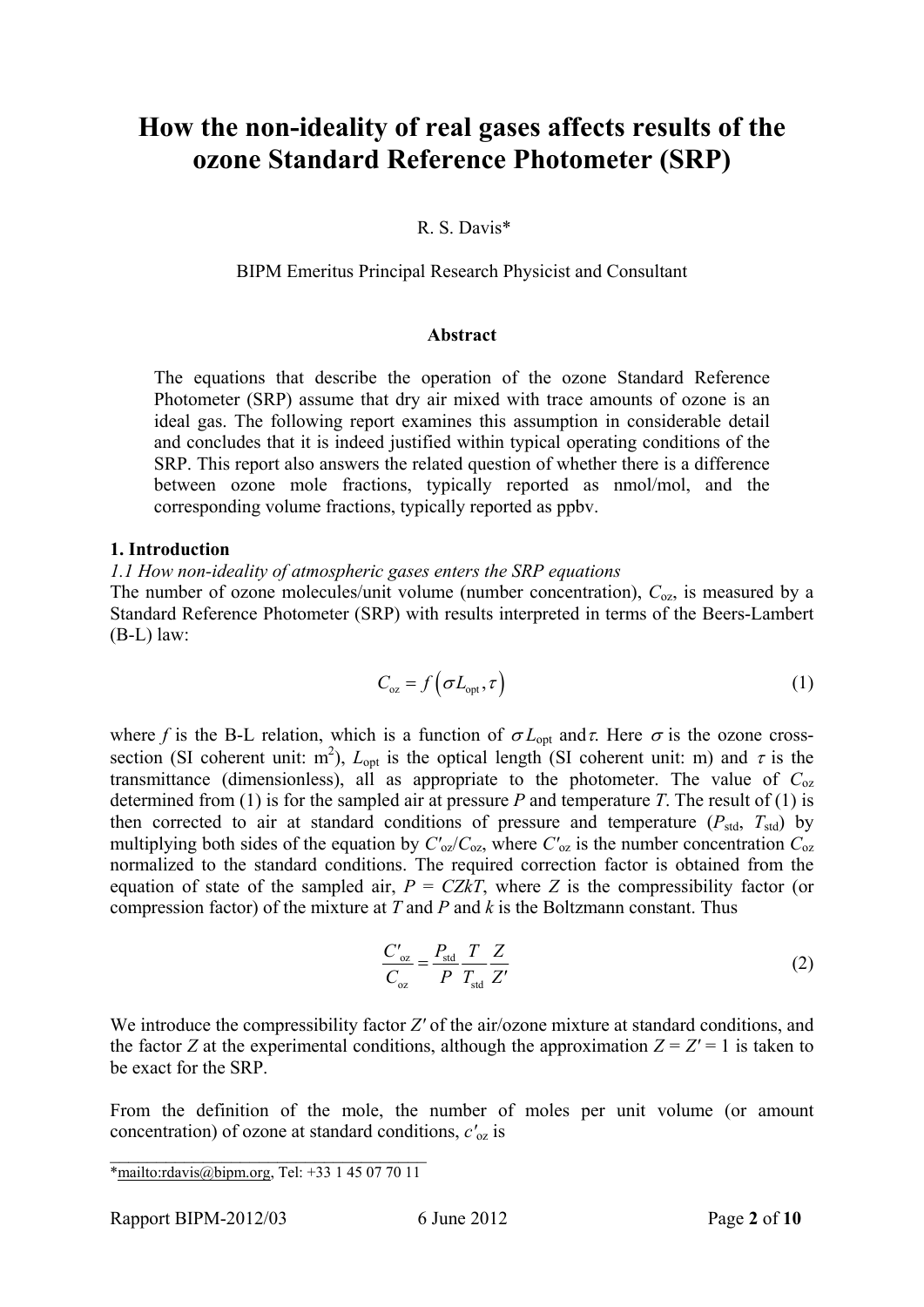# How the non-ideality of real gases affects results of the ozone Standard Reference Photometer (SRP)

R. S. Davis*

BIPM Emeritus Principal Research Physicist and Consultant

### Abstract

The equations that describe the operation of the ozone Standard Reference Photometer (SRP) assume that dry air mixed with trace amounts of ozone is an ideal gas. The following report examines this assumption in considerable detail and concludes that it is indeed justified within typical operating conditions of the SRP. This report also answers the related question of whether there is a difference between ozone mole fractions, typically reported as nmol/mol, and the corresponding volume fractions, typically reported as ppbv.

## 1. Introduction

*1.1 How non-ideality of atmospheric gases enters the SRP equations*

The number of ozone molecules/unit volume (number concentration), $C_{\mathrm{oz}}$, is measured by a Standard Reference Photometer (SRP) with results interpreted in terms of the Beers-Lambert (B-L) law:

$$C_{\mathrm{oz}} = f\left(\sigma L_{\mathrm{opt}}, \tau\right) \tag{1}$$

where $f$ is the B-L relation, which is a function of $\sigma L_{\mathrm{opt}}$ and $\tau$. Here $\sigma$ is the ozone cross-section (SI coherent unit: $\mathrm{m}^2$), $L_{\mathrm{opt}}$ is the optical length (SI coherent unit: m) and $\tau$ is the transmittance (dimensionless), all as appropriate to the photometer. The value of $C_{\mathrm{oz}}$ determined from (1) is for the sampled air at pressure $P$ and temperature $T$. The result of (1) is then corrected to air at standard conditions of pressure and temperature ($P_{\mathrm{std}}$, $T_{\mathrm{std}}$) by multiplying both sides of the equation by $C'_{\mathrm{oz}}/C_{\mathrm{oz}}$, where $C'_{\mathrm{oz}}$ is the number concentration $C_{\mathrm{oz}}$ normalized to the standard conditions. The required correction factor is obtained from the equation of state of the sampled air, $P = CZkT$, where $Z$ is the compressibility factor (or compression factor) of the mixture at $T$ and $P$ and $k$ is the Boltzmann constant. Thus

$$\frac{C'_{\mathrm{oz}}}{C_{\mathrm{oz}}} = \frac{P_{\mathrm{std}}}{P}\frac{T}{T_{\mathrm{std}}}\frac{Z}{Z'} \tag{2}$$

We introduce the compressibility factor $Z'$ of the air/ozone mixture at standard conditions, and the factor $Z$ at the experimental conditions, although the approximation $Z = Z' = 1$ is taken to be exact for the SRP.

From the definition of the mole, the number of moles per unit volume (or amount concentration) of ozone at standard conditions, $c'_{\mathrm{oz}}$ is

---

*mailto:rdavis@bipm.org, Tel: +33 1 45 07 70 11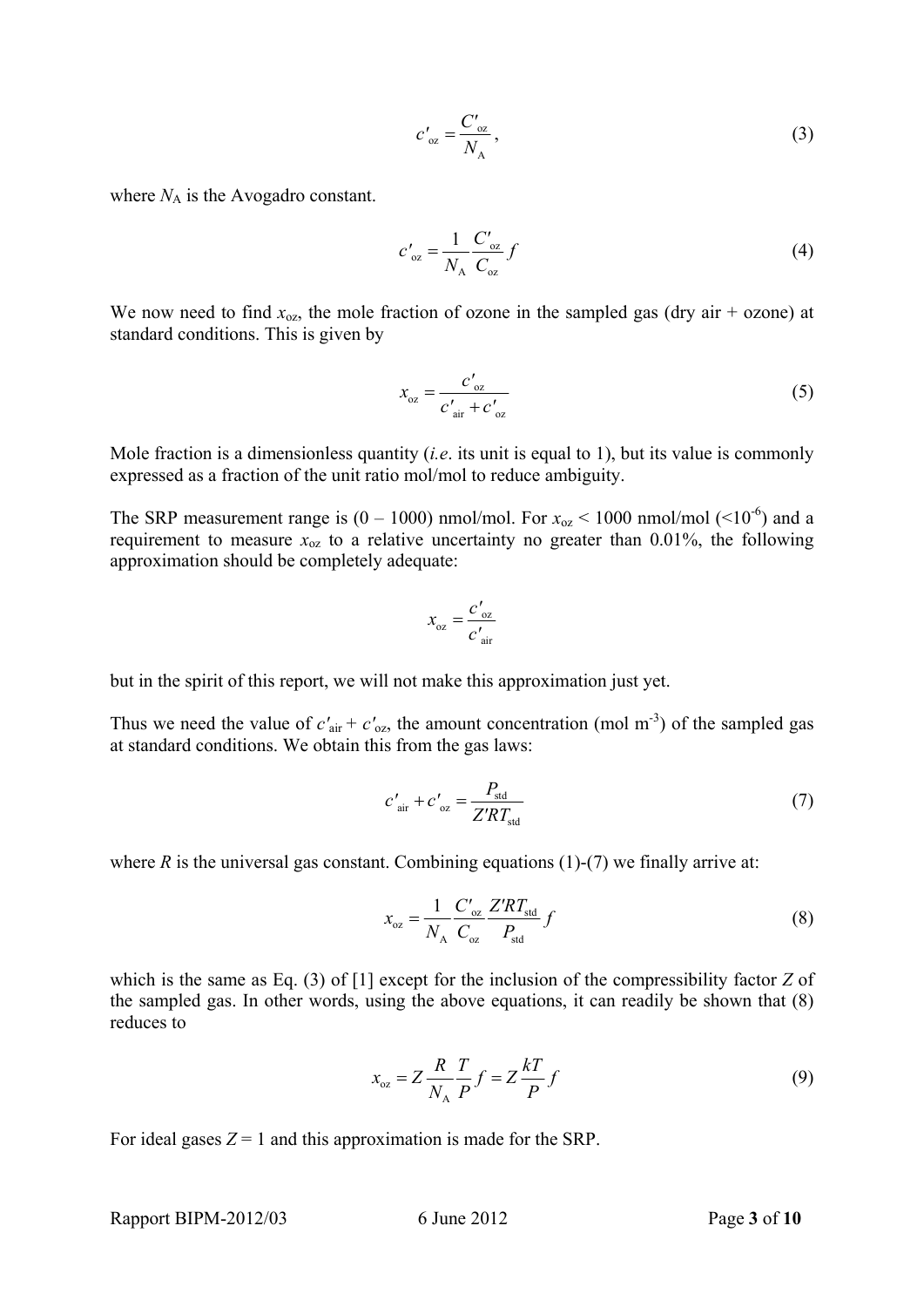$$c'_{\text{oz}} = \frac{C'_{\text{oz}}}{N_{\text{A}}}, \tag{3}$$

where $N_{\text{A}}$ is the Avogadro constant.

$$c'_{\text{oz}} = \frac{1}{N_{\text{A}}} \frac{C'_{\text{oz}}}{C_{\text{oz}}} f \tag{4}$$

We now need to find $x_{\text{oz}}$, the mole fraction of ozone in the sampled gas (dry air + ozone) at standard conditions. This is given by

$$x_{\text{oz}} = \frac{c'_{\text{oz}}}{c'_{\text{air}} + c'_{\text{oz}}} \tag{5}$$

Mole fraction is a dimensionless quantity (*i.e*. its unit is equal to 1), but its value is commonly expressed as a fraction of the unit ratio mol/mol to reduce ambiguity.

The SRP measurement range is (0 – 1000) nmol/mol. For $x_{\text{oz}} < 1000$ nmol/mol ($<10^{-6}$) and a requirement to measure $x_{\text{oz}}$ to a relative uncertainty no greater than 0.01%, the following approximation should be completely adequate:

$$x_{\text{oz}} = \frac{c'_{\text{oz}}}{c'_{\text{air}}}$$

but in the spirit of this report, we will not make this approximation just yet.

Thus we need the value of $c'_{\text{air}} + c'_{\text{oz}}$, the amount concentration (mol m$^{-3}$) of the sampled gas at standard conditions. We obtain this from the gas laws:

$$c'_{\text{air}} + c'_{\text{oz}} = \frac{P_{\text{std}}}{Z'RT_{\text{std}}} \tag{7}$$

where $R$ is the universal gas constant. Combining equations (1)-(7) we finally arrive at:

$$x_{\text{oz}} = \frac{1}{N_{\text{A}}} \frac{C'_{\text{oz}}}{C_{\text{oz}}} \frac{Z'RT_{\text{std}}}{P_{\text{std}}} f \tag{8}$$

which is the same as Eq. (3) of [1] except for the inclusion of the compressibility factor $Z$ of the sampled gas. In other words, using the above equations, it can readily be shown that (8) reduces to

$$x_{\text{oz}} = Z \frac{R}{N_{\text{A}}} \frac{T}{P} f = Z \frac{kT}{P} f \tag{9}$$

For ideal gases $Z = 1$ and this approximation is made for the SRP.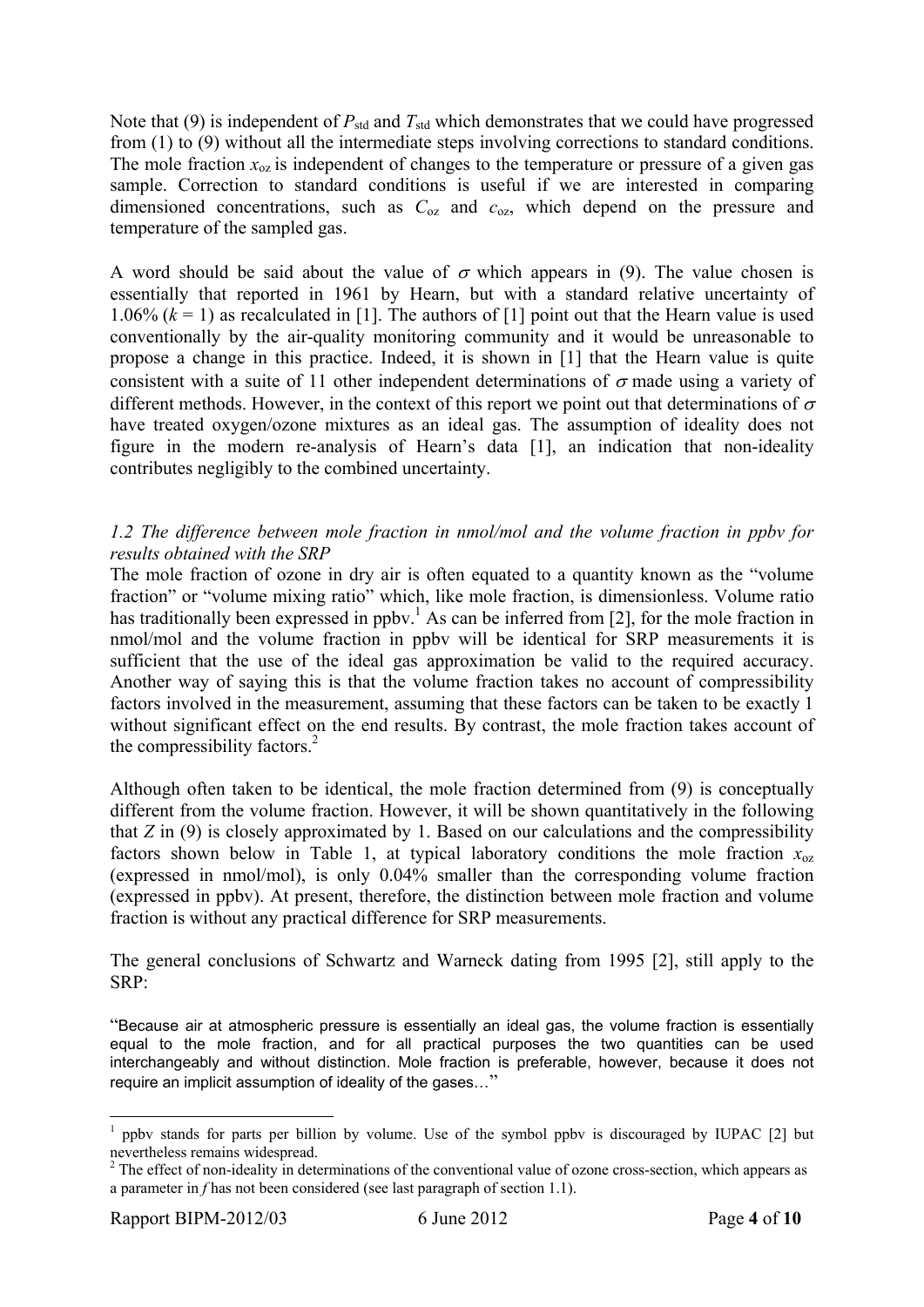Note that (9) is independent of $P_{std}$ and $T_{std}$ which demonstrates that we could have progressed from (1) to (9) without all the intermediate steps involving corrections to standard conditions. The mole fraction $x_{oz}$ is independent of changes to the temperature or pressure of a given gas sample. Correction to standard conditions is useful if we are interested in comparing dimensioned concentrations, such as $C_{oz}$ and $c_{oz}$, which depend on the pressure and temperature of the sampled gas.

A word should be said about the value of $\sigma$ which appears in (9). The value chosen is essentially that reported in 1961 by Hearn, but with a standard relative uncertainty of 1.06% ($k = 1$) as recalculated in [1]. The authors of [1] point out that the Hearn value is used conventionally by the air-quality monitoring community and it would be unreasonable to propose a change in this practice. Indeed, it is shown in [1] that the Hearn value is quite consistent with a suite of 11 other independent determinations of $\sigma$ made using a variety of different methods. However, in the context of this report we point out that determinations of $\sigma$ have treated oxygen/ozone mixtures as an ideal gas. The assumption of ideality does not figure in the modern re-analysis of Hearn's data [1], an indication that non-ideality contributes negligibly to the combined uncertainty.

### *1.2 The difference between mole fraction in nmol/mol and the volume fraction in ppbv for results obtained with the SRP*

The mole fraction of ozone in dry air is often equated to a quantity known as the "volume fraction" or "volume mixing ratio" which, like mole fraction, is dimensionless. Volume ratio has traditionally been expressed in ppbv.[1] As can be inferred from [2], for the mole fraction in nmol/mol and the volume fraction in ppbv will be identical for SRP measurements it is sufficient that the use of the ideal gas approximation be valid to the required accuracy. Another way of saying this is that the volume fraction takes no account of compressibility factors involved in the measurement, assuming that these factors can be taken to be exactly 1 without significant effect on the end results. By contrast, the mole fraction takes account of the compressibility factors.[2]

Although often taken to be identical, the mole fraction determined from (9) is conceptually different from the volume fraction. However, it will be shown quantitatively in the following that $Z$ in (9) is closely approximated by 1. Based on our calculations and the compressibility factors shown below in Table 1, at typical laboratory conditions the mole fraction $x_{oz}$ (expressed in nmol/mol), is only 0.04% smaller than the corresponding volume fraction (expressed in ppbv). At present, therefore, the distinction between mole fraction and volume fraction is without any practical difference for SRP measurements.

The general conclusions of Schwartz and Warneck dating from 1995 [2], still apply to the SRP:

"Because air at atmospheric pressure is essentially an ideal gas, the volume fraction is essentially equal to the mole fraction, and for all practical purposes the two quantities can be used interchangeably and without distinction. Mole fraction is preferable, however, because it does not require an implicit assumption of ideality of the gases…"

---

[1] ppbv stands for parts per billion by volume. Use of the symbol ppbv is discouraged by IUPAC [2] but nevertheless remains widespread.

[2] The effect of non-ideality in determinations of the conventional value of ozone cross-section, which appears as a parameter in $f$ has not been considered (see last paragraph of section 1.1).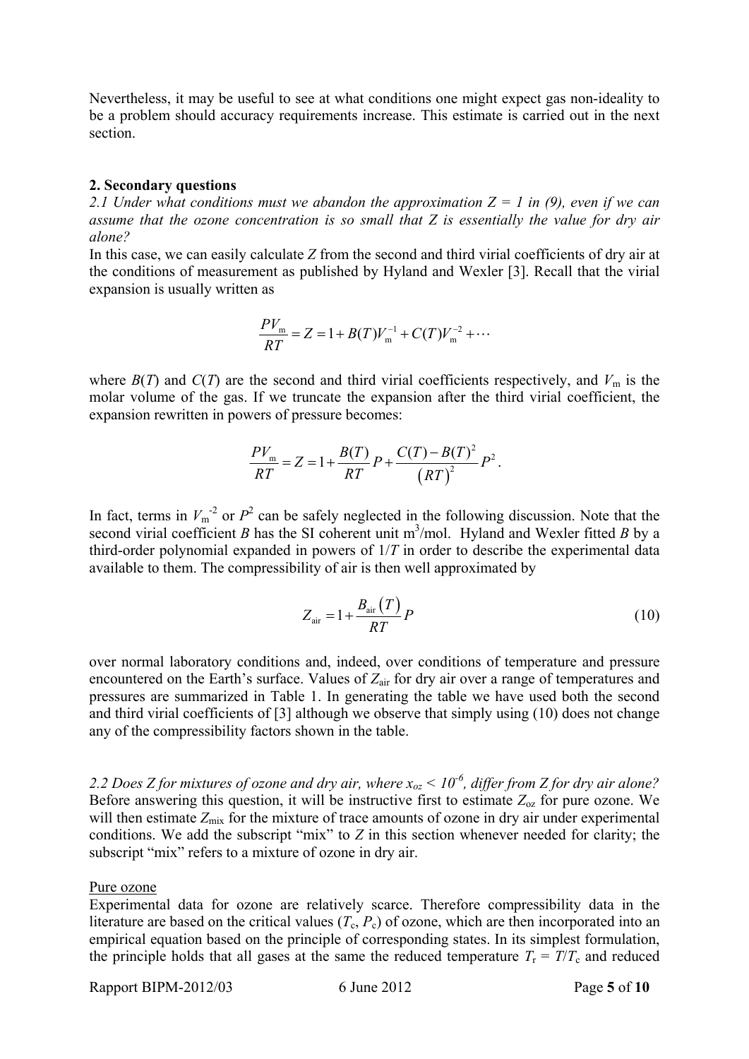Nevertheless, it may be useful to see at what conditions one might expect gas non-ideality to be a problem should accuracy requirements increase. This estimate is carried out in the next section.

## 2. Secondary questions

*2.1 Under what conditions must we abandon the approximation $Z = 1$ in (9), even if we can assume that the ozone concentration is so small that Z is essentially the value for dry air alone?*

In this case, we can easily calculate $Z$ from the second and third virial coefficients of dry air at the conditions of measurement as published by Hyland and Wexler [3]. Recall that the virial expansion is usually written as

$$\frac{PV_{\mathrm{m}}}{RT} = Z = 1 + B(T)V_{\mathrm{m}}^{-1} + C(T)V_{\mathrm{m}}^{-2} + \cdots$$

where $B(T)$ and $C(T)$ are the second and third virial coefficients respectively, and $V_{\mathrm{m}}$ is the molar volume of the gas. If we truncate the expansion after the third virial coefficient, the expansion rewritten in powers of pressure becomes:

$$\frac{PV_{\mathrm{m}}}{RT} = Z = 1 + \frac{B(T)}{RT}P + \frac{C(T) - B(T)^2}{\left(RT\right)^2}P^2 .$$

In fact, terms in $V_{\mathrm{m}}^{-2}$ or $P^2$ can be safely neglected in the following discussion. Note that the second virial coefficient $B$ has the SI coherent unit $\mathrm{m}^3$/mol. Hyland and Wexler fitted $B$ by a third-order polynomial expanded in powers of $1/T$ in order to describe the experimental data available to them. The compressibility of air is then well approximated by

$$Z_{\mathrm{air}} = 1 + \frac{B_{\mathrm{air}}\left(T\right)}{RT}P \tag{10}$$

over normal laboratory conditions and, indeed, over conditions of temperature and pressure encountered on the Earth's surface. Values of $Z_{\mathrm{air}}$ for dry air over a range of temperatures and pressures are summarized in Table 1. In generating the table we have used both the second and third virial coefficients of [3] although we observe that simply using (10) does not change any of the compressibility factors shown in the table.

*2.2 Does Z for mixtures of ozone and dry air, where $x_{oz} < 10^{-6}$, differ from Z for dry air alone?*

Before answering this question, it will be instructive first to estimate $Z_{\mathrm{oz}}$ for pure ozone. We will then estimate $Z_{\mathrm{mix}}$ for the mixture of trace amounts of ozone in dry air under experimental conditions. We add the subscript "mix" to $Z$ in this section whenever needed for clarity; the subscript "mix" refers to a mixture of ozone in dry air.

Pure ozone

Experimental data for ozone are relatively scarce. Therefore compressibility data in the literature are based on the critical values ($T_{\mathrm{c}}$, $P_{\mathrm{c}}$) of ozone, which are then incorporated into an empirical equation based on the principle of corresponding states. In its simplest formulation, the principle holds that all gases at the same the reduced temperature $T_{\mathrm{r}} = T/T_{\mathrm{c}}$ and reduced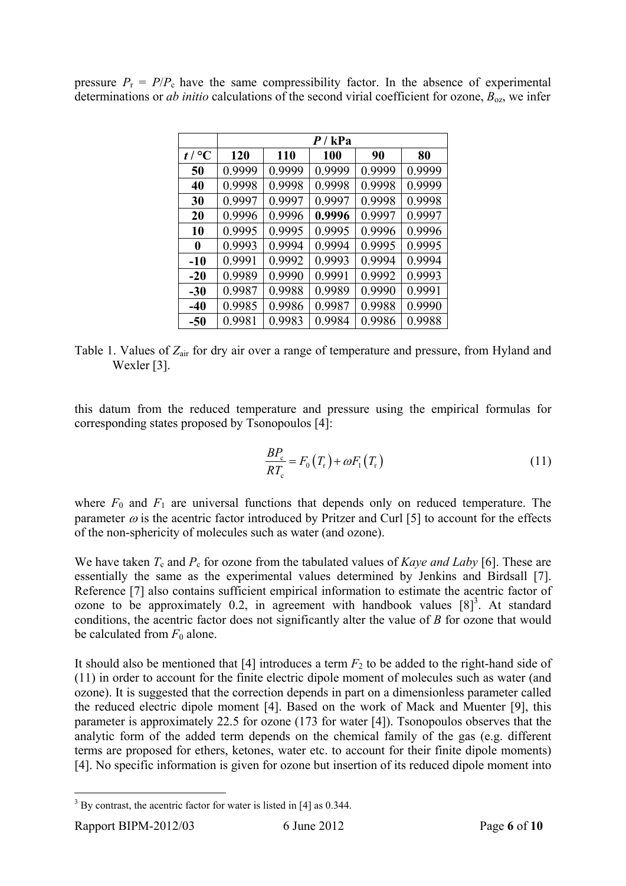pressure $P_r = P/P_c$ have the same compressibility factor. In the absence of experimental determinations or *ab initio* calculations of the second virial coefficient for ozone, $B_{oz}$, we infer

| | ***P* / kPa** | | | | |
|---|---|---|---|---|---|
| ***t* / °C** | **120** | **110** | **100** | **90** | **80** |
| **50** | 0.9999 | 0.9999 | 0.9999 | 0.9999 | 0.9999 |
| **40** | 0.9998 | 0.9998 | 0.9998 | 0.9998 | 0.9999 |
| **30** | 0.9997 | 0.9997 | 0.9997 | 0.9998 | 0.9998 |
| **20** | 0.9996 | 0.9996 | **0.9996** | 0.9997 | 0.9997 |
| **10** | 0.9995 | 0.9995 | 0.9995 | 0.9996 | 0.9996 |
| **0** | 0.9993 | 0.9994 | 0.9994 | 0.9995 | 0.9995 |
| **-10** | 0.9991 | 0.9992 | 0.9993 | 0.9994 | 0.9994 |
| **-20** | 0.9989 | 0.9990 | 0.9991 | 0.9992 | 0.9993 |
| **-30** | 0.9987 | 0.9988 | 0.9989 | 0.9990 | 0.9991 |
| **-40** | 0.9985 | 0.9986 | 0.9987 | 0.9988 | 0.9990 |
| **-50** | 0.9981 | 0.9983 | 0.9984 | 0.9986 | 0.9988 |

Table 1. Values of $Z_{air}$ for dry air over a range of temperature and pressure, from Hyland and Wexler [3].

this datum from the reduced temperature and pressure using the empirical formulas for corresponding states proposed by Tsonopoulos [4]:

$$\frac{BP_c}{RT_c} = F_0\left(T_r\right) + \omega F_1\left(T_r\right) \tag{11}$$

where $F_0$ and $F_1$ are universal functions that depends only on reduced temperature. The parameter $\omega$ is the acentric factor introduced by Pritzer and Curl [5] to account for the effects of the non-sphericity of molecules such as water (and ozone).

We have taken $T_c$ and $P_c$ for ozone from the tabulated values of *Kaye and Laby* [6]. These are essentially the same as the experimental values determined by Jenkins and Birdsall [7]. Reference [7] also contains sufficient empirical information to estimate the acentric factor of ozone to be approximately 0.2, in agreement with handbook values [8][3]. At standard conditions, the acentric factor does not significantly alter the value of $B$ for ozone that would be calculated from $F_0$ alone.

It should also be mentioned that [4] introduces a term $F_2$ to be added to the right-hand side of (11) in order to account for the finite electric dipole moment of molecules such as water (and ozone). It is suggested that the correction depends in part on a dimensionless parameter called the reduced electric dipole moment [4]. Based on the work of Mack and Muenter [9], this parameter is approximately 22.5 for ozone (173 for water [4]). Tsonopoulos observes that the analytic form of the added term depends on the chemical family of the gas (e.g. different terms are proposed for ethers, ketones, water etc. to account for their finite dipole moments) [4]. No specific information is given for ozone but insertion of its reduced dipole moment into

[3] By contrast, the acentric factor for water is listed in [4] as 0.344.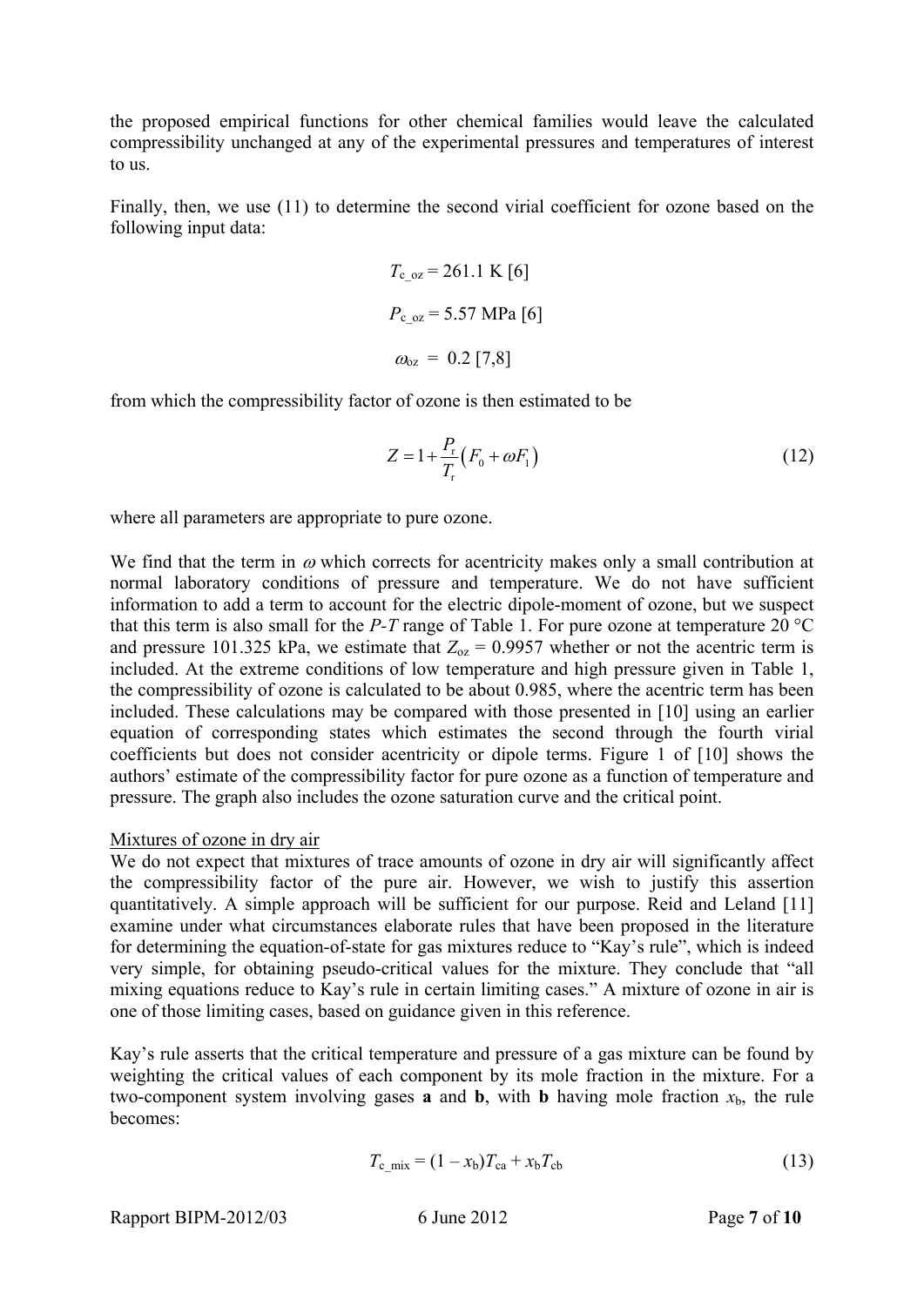the proposed empirical functions for other chemical families would leave the calculated compressibility unchanged at any of the experimental pressures and temperatures of interest to us.

Finally, then, we use (11) to determine the second virial coefficient for ozone based on the following input data:

$$T_{\mathrm{c\_oz}} = 261.1 \text{ K [6]}$$

$$P_{\mathrm{c\_oz}} = 5.57 \text{ MPa [6]}$$

$$\omega_{\mathrm{oz}} = 0.2 \text{ [7,8]}$$

from which the compressibility factor of ozone is then estimated to be

$$Z = 1 + \frac{P_{\mathrm{r}}}{T_{\mathrm{r}}}\left(F_0 + \omega F_1\right) \tag{12}$$

where all parameters are appropriate to pure ozone.

We find that the term in $\omega$ which corrects for acentricity makes only a small contribution at normal laboratory conditions of pressure and temperature. We do not have sufficient information to add a term to account for the electric dipole-moment of ozone, but we suspect that this term is also small for the $P$-$T$ range of Table 1. For pure ozone at temperature 20 °C and pressure 101.325 kPa, we estimate that $Z_{\mathrm{oz}} = 0.9957$ whether or not the acentric term is included. At the extreme conditions of low temperature and high pressure given in Table 1, the compressibility of ozone is calculated to be about 0.985, where the acentric term has been included. These calculations may be compared with those presented in [10] using an earlier equation of corresponding states which estimates the second through the fourth virial coefficients but does not consider acentricity or dipole terms. Figure 1 of [10] shows the authors' estimate of the compressibility factor for pure ozone as a function of temperature and pressure. The graph also includes the ozone saturation curve and the critical point.

Mixtures of ozone in dry air

We do not expect that mixtures of trace amounts of ozone in dry air will significantly affect the compressibility factor of the pure air. However, we wish to justify this assertion quantitatively. A simple approach will be sufficient for our purpose. Reid and Leland [11] examine under what circumstances elaborate rules that have been proposed in the literature for determining the equation-of-state for gas mixtures reduce to "Kay's rule", which is indeed very simple, for obtaining pseudo-critical values for the mixture. They conclude that "all mixing equations reduce to Kay's rule in certain limiting cases." A mixture of ozone in air is one of those limiting cases, based on guidance given in this reference.

Kay's rule asserts that the critical temperature and pressure of a gas mixture can be found by weighting the critical values of each component by its mole fraction in the mixture. For a two-component system involving gases **a** and **b**, with **b** having mole fraction $x_{\mathrm{b}}$, the rule becomes:

$$T_{\mathrm{c\_mix}} = (1 - x_{\mathrm{b}})T_{\mathrm{ca}} + x_{\mathrm{b}}T_{\mathrm{cb}} \tag{13}$$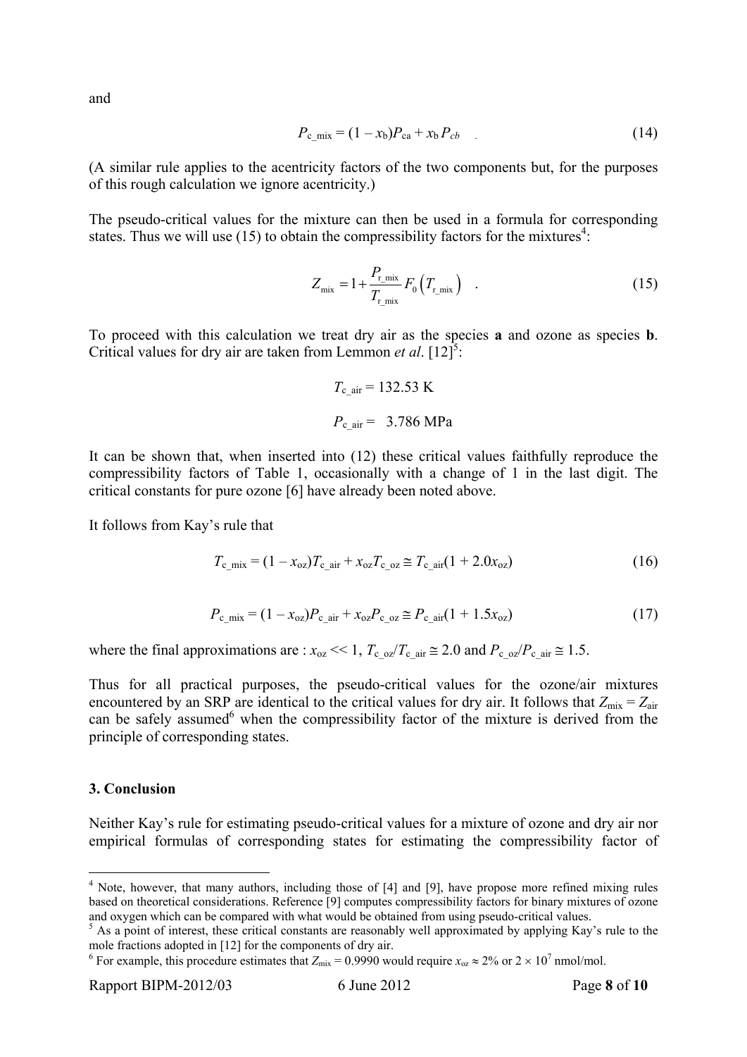and

$$P_{\mathrm{c\_mix}} = (1 - x_{\mathrm{b}})P_{\mathrm{ca}} + x_{\mathrm{b}} P_{cb} \quad . \tag{14}$$

(A similar rule applies to the acentricity factors of the two components but, for the purposes of this rough calculation we ignore acentricity.)

The pseudo-critical values for the mixture can then be used in a formula for corresponding states. Thus we will use (15) to obtain the compressibility factors for the mixtures[4]:

$$Z_{\mathrm{mix}} = 1 + \frac{P_{\mathrm{r\_mix}}}{T_{\mathrm{r\_mix}}} F_0\left(T_{\mathrm{r\_mix}}\right) \quad . \tag{15}$$

To proceed with this calculation we treat dry air as the species **a** and ozone as species **b**. Critical values for dry air are taken from Lemmon *et al*. [12][5]:

$$T_{\mathrm{c\_air}} = 132.53 \text{ K}$$

$$P_{\mathrm{c\_air}} = 3.786 \text{ MPa}$$

It can be shown that, when inserted into (12) these critical values faithfully reproduce the compressibility factors of Table 1, occasionally with a change of 1 in the last digit. The critical constants for pure ozone [6] have already been noted above.

It follows from Kay's rule that

$$T_{\mathrm{c\_mix}} = (1 - x_{\mathrm{oz}})T_{\mathrm{c\_air}} + x_{\mathrm{oz}}T_{\mathrm{c\_oz}} \cong T_{\mathrm{c\_air}}(1 + 2.0x_{\mathrm{oz}}) \tag{16}$$

$$P_{\mathrm{c\_mix}} = (1 - x_{\mathrm{oz}})P_{\mathrm{c\_air}} + x_{\mathrm{oz}}P_{\mathrm{c\_oz}} \cong P_{\mathrm{c\_air}}(1 + 1.5x_{\mathrm{oz}}) \tag{17}$$

where the final approximations are : $x_{\mathrm{oz}} << 1$, $T_{\mathrm{c\_oz}}/T_{\mathrm{c\_air}} \cong 2.0$ and $P_{\mathrm{c\_oz}}/P_{\mathrm{c\_air}} \cong 1.5$.

Thus for all practical purposes, the pseudo-critical values for the ozone/air mixtures encountered by an SRP are identical to the critical values for dry air. It follows that $Z_{\mathrm{mix}} = Z_{\mathrm{air}}$ can be safely assumed[6] when the compressibility factor of the mixture is derived from the principle of corresponding states.

## 3. Conclusion

Neither Kay's rule for estimating pseudo-critical values for a mixture of ozone and dry air nor empirical formulas of corresponding states for estimating the compressibility factor of

---

[4] Note, however, that many authors, including those of [4] and [9], have propose more refined mixing rules based on theoretical considerations. Reference [9] computes compressibility factors for binary mixtures of ozone and oxygen which can be compared with what would be obtained from using pseudo-critical values.

[5] As a point of interest, these critical constants are reasonably well approximated by applying Kay's rule to the mole fractions adopted in [12] for the components of dry air.

[6] For example, this procedure estimates that $Z_{\mathrm{mix}} = 0.9990$ would require $x_{\mathrm{oz}} \approx 2\%$ or $2 \times 10^7$ nmol/mol.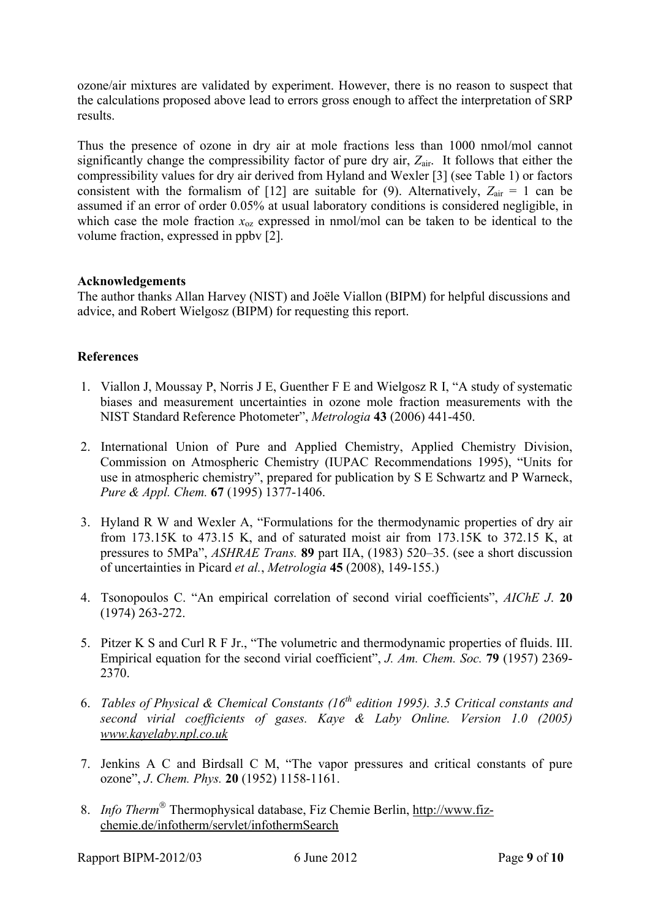ozone/air mixtures are validated by experiment. However, there is no reason to suspect that the calculations proposed above lead to errors gross enough to affect the interpretation of SRP results.

Thus the presence of ozone in dry air at mole fractions less than 1000 nmol/mol cannot significantly change the compressibility factor of pure dry air, $Z_{air}$. It follows that either the compressibility values for dry air derived from Hyland and Wexler [3] (see Table 1) or factors consistent with the formalism of [12] are suitable for (9). Alternatively, $Z_{air} = 1$ can be assumed if an error of order 0.05% at usual laboratory conditions is considered negligible, in which case the mole fraction $x_{oz}$ expressed in nmol/mol can be taken to be identical to the volume fraction, expressed in ppbv [2].

## Acknowledgements

The author thanks Allan Harvey (NIST) and Joële Viallon (BIPM) for helpful discussions and advice, and Robert Wielgosz (BIPM) for requesting this report.

## References

1. Viallon J, Moussay P, Norris J E, Guenther F E and Wielgosz R I, "A study of systematic biases and measurement uncertainties in ozone mole fraction measurements with the NIST Standard Reference Photometer", *Metrologia* **43** (2006) 441-450.

2. International Union of Pure and Applied Chemistry, Applied Chemistry Division, Commission on Atmospheric Chemistry (IUPAC Recommendations 1995), "Units for use in atmospheric chemistry", prepared for publication by S E Schwartz and P Warneck, *Pure & Appl. Chem.* **67** (1995) 1377-1406.

3. Hyland R W and Wexler A, "Formulations for the thermodynamic properties of dry air from 173.15K to 473.15 K, and of saturated moist air from 173.15K to 372.15 K, at pressures to 5MPa", *ASHRAE Trans.* **89** part IIA, (1983) 520–35. (see a short discussion of uncertainties in Picard *et al.*, *Metrologia* **45** (2008), 149-155.)

4. Tsonopoulos C. "An empirical correlation of second virial coefficients", *AIChE J.* **20** (1974) 263-272.

5. Pitzer K S and Curl R F Jr., "The volumetric and thermodynamic properties of fluids. III. Empirical equation for the second virial coefficient", *J. Am. Chem. Soc.* **79** (1957) 2369-2370.

6. *Tables of Physical & Chemical Constants (16th edition 1995). 3.5 Critical constants and second virial coefficients of gases. Kaye & Laby Online. Version 1.0 (2005) www.kayelaby.npl.co.uk*

7. Jenkins A C and Birdsall C M, "The vapor pressures and critical constants of pure ozone", *J. Chem. Phys.* **20** (1952) 1158-1161.

8. *Info Therm®* Thermophysical database, Fiz Chemie Berlin, http://www.fiz-chemie.de/infotherm/servlet/infothermSearch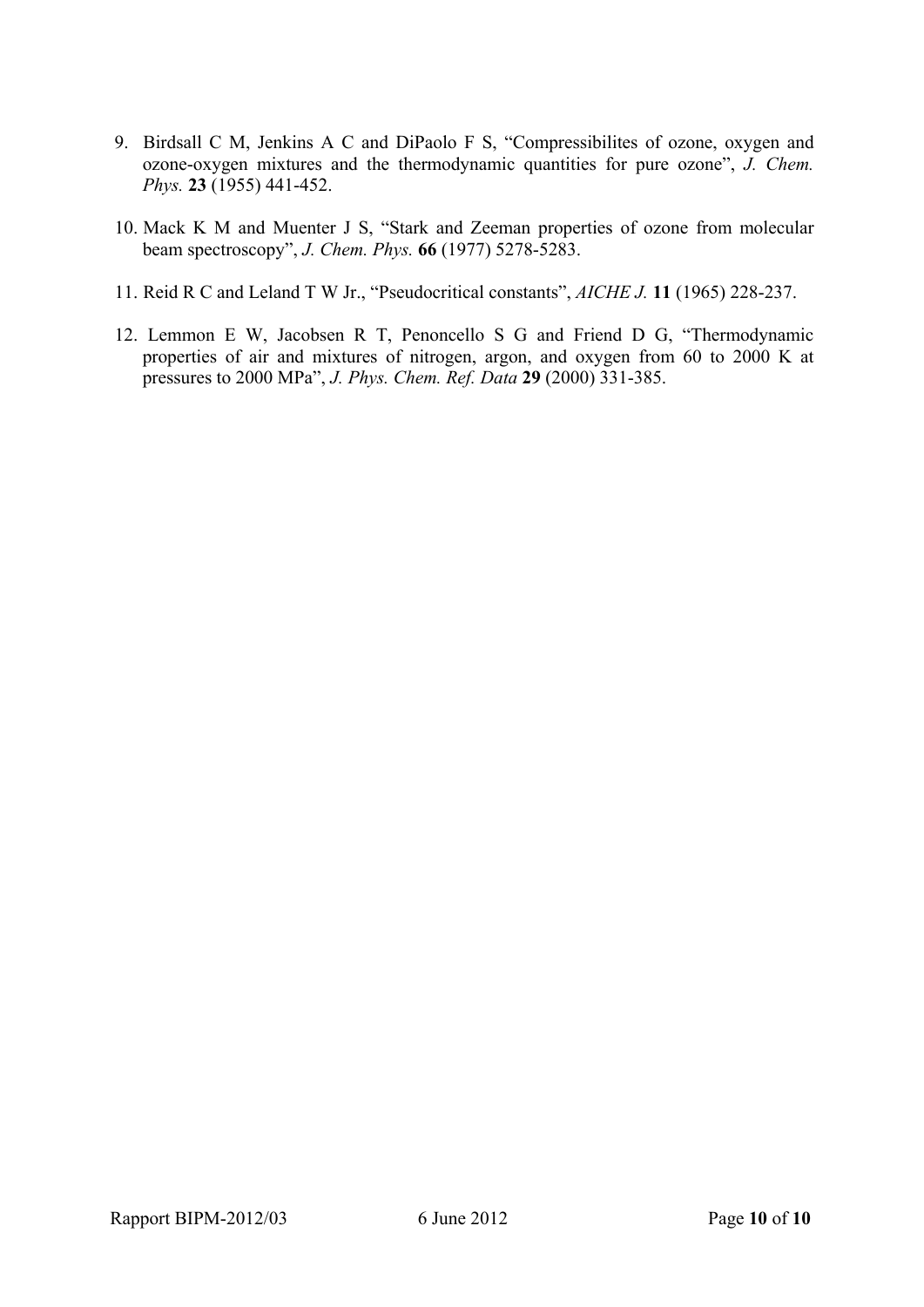9. Birdsall C M, Jenkins A C and DiPaolo F S, "Compressibilites of ozone, oxygen and ozone-oxygen mixtures and the thermodynamic quantities for pure ozone", *J. Chem. Phys.* **23** (1955) 441-452.

10. Mack K M and Muenter J S, "Stark and Zeeman properties of ozone from molecular beam spectroscopy", *J. Chem. Phys.* **66** (1977) 5278-5283.

11. Reid R C and Leland T W Jr., "Pseudocritical constants", *AICHE J.* **11** (1965) 228-237.

12. Lemmon E W, Jacobsen R T, Penoncello S G and Friend D G, "Thermodynamic properties of air and mixtures of nitrogen, argon, and oxygen from 60 to 2000 K at pressures to 2000 MPa", *J. Phys. Chem. Ref. Data* **29** (2000) 331-385.